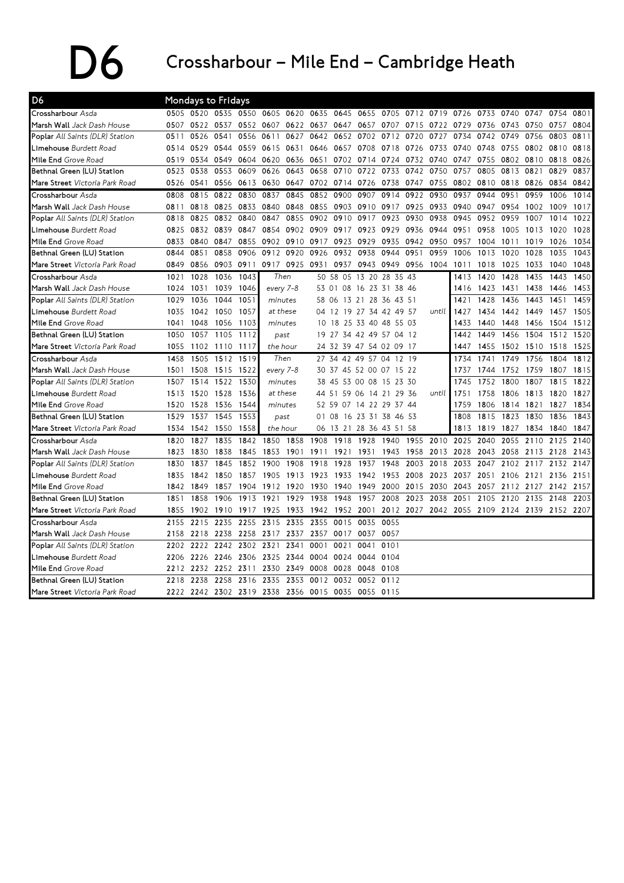# D6 Crossharbour – Mile End – Cambridge Heath

**D6 — Mondays to Fridays**

| Stop | | | | | | | | | | | | | | | | | | |
|---|---|---|---|---|---|---|---|---|---|---|---|---|---|---|---|---|---|---|
| **Crossharbour** *Asda* | 0505 | 0520 | 0535 | 0550 | 0605 | 0620 | 0635 | 0645 | 0655 | 0705 | 0712 | 0719 | 0726 | 0733 | 0740 | 0747 | 0754 | 0801 |
| **Marsh Wall** *Jack Dash House* | 0507 | 0522 | 0537 | 0552 | 0607 | 0622 | 0637 | 0647 | 0657 | 0707 | 0715 | 0722 | 0729 | 0736 | 0743 | 0750 | 0757 | 0804 |
| **Poplar** *All Saints (DLR) Station* | 0511 | 0526 | 0541 | 0556 | 0611 | 0627 | 0642 | 0652 | 0702 | 0712 | 0720 | 0727 | 0734 | 0742 | 0749 | 0756 | 0803 | 0811 |
| **Limehouse** *Burdett Road* | 0514 | 0529 | 0544 | 0559 | 0615 | 0631 | 0646 | 0657 | 0708 | 0718 | 0726 | 0733 | 0740 | 0748 | 0755 | 0802 | 0810 | 0818 |
| **Mile End** *Grove Road* | 0519 | 0534 | 0549 | 0604 | 0620 | 0636 | 0651 | 0702 | 0714 | 0724 | 0732 | 0740 | 0747 | 0755 | 0802 | 0810 | 0818 | 0826 |
| **Bethnal Green (LU) Station** | 0523 | 0538 | 0553 | 0609 | 0626 | 0643 | 0658 | 0710 | 0722 | 0733 | 0742 | 0750 | 0757 | 0805 | 0813 | 0821 | 0829 | 0837 |
| **Mare Street** *Victoria Park Road* | 0526 | 0541 | 0556 | 0613 | 0630 | 0647 | 0702 | 0714 | 0726 | 0738 | 0747 | 0755 | 0802 | 0810 | 0818 | 0826 | 0834 | 0842 |

| Stop | | | | | | | | | | | | | | | | | | |
|---|---|---|---|---|---|---|---|---|---|---|---|---|---|---|---|---|---|---|
| **Crossharbour** *Asda* | 0808 | 0815 | 0822 | 0830 | 0837 | 0845 | 0852 | 0900 | 0907 | 0914 | 0922 | 0930 | 0937 | 0944 | 0951 | 0959 | 1006 | 1014 |
| **Marsh Wall** *Jack Dash House* | 0811 | 0818 | 0825 | 0833 | 0840 | 0848 | 0855 | 0903 | 0910 | 0917 | 0925 | 0933 | 0940 | 0947 | 0954 | 1002 | 1009 | 1017 |
| **Poplar** *All Saints (DLR) Station* | 0818 | 0825 | 0832 | 0840 | 0847 | 0855 | 0902 | 0910 | 0917 | 0923 | 0930 | 0938 | 0945 | 0952 | 0959 | 1007 | 1014 | 1022 |
| **Limehouse** *Burdett Road* | 0825 | 0832 | 0839 | 0847 | 0854 | 0902 | 0909 | 0917 | 0923 | 0929 | 0936 | 0944 | 0951 | 0958 | 1005 | 1013 | 1020 | 1028 |
| **Mile End** *Grove Road* | 0833 | 0840 | 0847 | 0855 | 0902 | 0910 | 0917 | 0923 | 0929 | 0935 | 0942 | 0950 | 0957 | 1004 | 1011 | 1019 | 1026 | 1034 |
| **Bethnal Green (LU) Station** | 0844 | 0851 | 0858 | 0906 | 0912 | 0920 | 0926 | 0932 | 0938 | 0944 | 0951 | 0959 | 1006 | 1013 | 1020 | 1028 | 1035 | 1043 |
| **Mare Street** *Victoria Park Road* | 0849 | 0856 | 0903 | 0911 | 0917 | 0925 | 0931 | 0937 | 0943 | 0949 | 0956 | 1004 | 1011 | 1018 | 1025 | 1033 | 1040 | 1048 |

| Stop | | | | | | | | | | | | | | | | | | | |
|---|---|---|---|---|---|---|---|---|---|---|---|---|---|---|---|---|---|---|---|
| **Crossharbour** *Asda* | 1021 | 1028 | 1036 | 1043 | Then | 50 | 58 | 05 | 13 | 20 | 28 | 35 | 43 | | 1413 | 1420 | 1428 | 1435 | 1443 | 1450 |
| **Marsh Wall** *Jack Dash House* | 1024 | 1031 | 1039 | 1046 | every 7-8 | 53 | 01 | 08 | 16 | 23 | 31 | 38 | 46 | | 1416 | 1423 | 1431 | 1438 | 1446 | 1453 |
| **Poplar** *All Saints (DLR) Station* | 1029 | 1036 | 1044 | 1051 | minutes | 58 | 06 | 13 | 21 | 28 | 36 | 43 | 51 | | 1421 | 1428 | 1436 | 1443 | 1451 | 1459 |
| **Limehouse** *Burdett Road* | 1035 | 1042 | 1050 | 1057 | at these | 04 | 12 | 19 | 27 | 34 | 42 | 49 | 57 | until | 1427 | 1434 | 1442 | 1449 | 1457 | 1505 |
| **Mile End** *Grove Road* | 1041 | 1048 | 1056 | 1103 | minutes | 10 | 18 | 25 | 33 | 40 | 48 | 55 | 03 | | 1433 | 1440 | 1448 | 1456 | 1504 | 1512 |
| **Bethnal Green (LU) Station** | 1050 | 1057 | 1105 | 1112 | past | 19 | 27 | 34 | 42 | 49 | 57 | 04 | 12 | | 1442 | 1449 | 1456 | 1504 | 1512 | 1520 |
| **Mare Street** *Victoria Park Road* | 1055 | 1102 | 1110 | 1117 | the hour | 24 | 32 | 39 | 47 | 54 | 02 | 09 | 17 | | 1447 | 1455 | 1502 | 1510 | 1518 | 1525 |

| Stop | | | | | | | | | | | | | | | | | | | |
|---|---|---|---|---|---|---|---|---|---|---|---|---|---|---|---|---|---|---|---|
| **Crossharbour** *Asda* | 1458 | 1505 | 1512 | 1519 | Then | 27 | 34 | 42 | 49 | 57 | 04 | 12 | 19 | | 1734 | 1741 | 1749 | 1756 | 1804 | 1812 |
| **Marsh Wall** *Jack Dash House* | 1501 | 1508 | 1515 | 1522 | every 7-8 | 30 | 37 | 45 | 52 | 00 | 07 | 15 | 22 | | 1737 | 1744 | 1752 | 1759 | 1807 | 1815 |
| **Poplar** *All Saints (DLR) Station* | 1507 | 1514 | 1522 | 1530 | minutes | 38 | 45 | 53 | 00 | 08 | 15 | 23 | 30 | | 1745 | 1752 | 1800 | 1807 | 1815 | 1822 |
| **Limehouse** *Burdett Road* | 1513 | 1520 | 1528 | 1536 | at these | 44 | 51 | 59 | 06 | 14 | 21 | 29 | 36 | until | 1751 | 1758 | 1806 | 1813 | 1820 | 1827 |
| **Mile End** *Grove Road* | 1520 | 1528 | 1536 | 1544 | minutes | 52 | 59 | 07 | 14 | 22 | 29 | 37 | 44 | | 1759 | 1806 | 1814 | 1821 | 1827 | 1834 |
| **Bethnal Green (LU) Station** | 1529 | 1537 | 1545 | 1553 | past | 01 | 08 | 16 | 23 | 31 | 38 | 46 | 53 | | 1808 | 1815 | 1823 | 1830 | 1836 | 1843 |
| **Mare Street** *Victoria Park Road* | 1534 | 1542 | 1550 | 1558 | the hour | 06 | 13 | 21 | 28 | 36 | 43 | 51 | 58 | | 1813 | 1819 | 1827 | 1834 | 1840 | 1847 |

| Stop | | | | | | | | | | | | | | | | | | |
|---|---|---|---|---|---|---|---|---|---|---|---|---|---|---|---|---|---|---|
| **Crossharbour** *Asda* | 1820 | 1827 | 1835 | 1842 | 1850 | 1858 | 1908 | 1918 | 1928 | 1940 | 1955 | 2010 | 2025 | 2040 | 2055 | 2110 | 2125 | 2140 |
| **Marsh Wall** *Jack Dash House* | 1823 | 1830 | 1838 | 1845 | 1853 | 1901 | 1911 | 1921 | 1931 | 1943 | 1958 | 2013 | 2028 | 2043 | 2058 | 2113 | 2128 | 2143 |
| **Poplar** *All Saints (DLR) Station* | 1830 | 1837 | 1845 | 1852 | 1900 | 1908 | 1918 | 1928 | 1937 | 1948 | 2003 | 2018 | 2033 | 2047 | 2102 | 2117 | 2132 | 2147 |
| **Limehouse** *Burdett Road* | 1835 | 1842 | 1850 | 1857 | 1905 | 1913 | 1923 | 1933 | 1942 | 1953 | 2008 | 2023 | 2037 | 2051 | 2106 | 2121 | 2136 | 2151 |
| **Mile End** *Grove Road* | 1842 | 1849 | 1857 | 1904 | 1912 | 1920 | 1930 | 1940 | 1949 | 2000 | 2015 | 2030 | 2043 | 2057 | 2112 | 2127 | 2142 | 2157 |
| **Bethnal Green (LU) Station** | 1851 | 1858 | 1906 | 1913 | 1921 | 1929 | 1938 | 1948 | 1957 | 2008 | 2023 | 2038 | 2051 | 2105 | 2120 | 2135 | 2148 | 2203 |
| **Mare Street** *Victoria Park Road* | 1855 | 1902 | 1910 | 1917 | 1925 | 1933 | 1942 | 1952 | 2001 | 2012 | 2027 | 2042 | 2055 | 2109 | 2124 | 2139 | 2152 | 2207 |

| Stop | | | | | | | | | | |
|---|---|---|---|---|---|---|---|---|---|---|
| **Crossharbour** *Asda* | 2155 | 2215 | 2235 | 2255 | 2315 | 2335 | 2355 | 0015 | 0035 | 0055 |
| **Marsh Wall** *Jack Dash House* | 2158 | 2218 | 2238 | 2258 | 2317 | 2337 | 2357 | 0017 | 0037 | 0057 |
| **Poplar** *All Saints (DLR) Station* | 2202 | 2222 | 2242 | 2302 | 2321 | 2341 | 0001 | 0021 | 0041 | 0101 |
| **Limehouse** *Burdett Road* | 2206 | 2226 | 2246 | 2306 | 2325 | 2344 | 0004 | 0024 | 0044 | 0104 |
| **Mile End** *Grove Road* | 2212 | 2232 | 2252 | 2311 | 2330 | 2349 | 0008 | 0028 | 0048 | 0108 |
| **Bethnal Green (LU) Station** | 2218 | 2238 | 2258 | 2316 | 2335 | 2353 | 0012 | 0032 | 0052 | 0112 |
| **Mare Street** *Victoria Park Road* | 2222 | 2242 | 2302 | 2319 | 2338 | 2356 | 0015 | 0035 | 0055 | 0115 |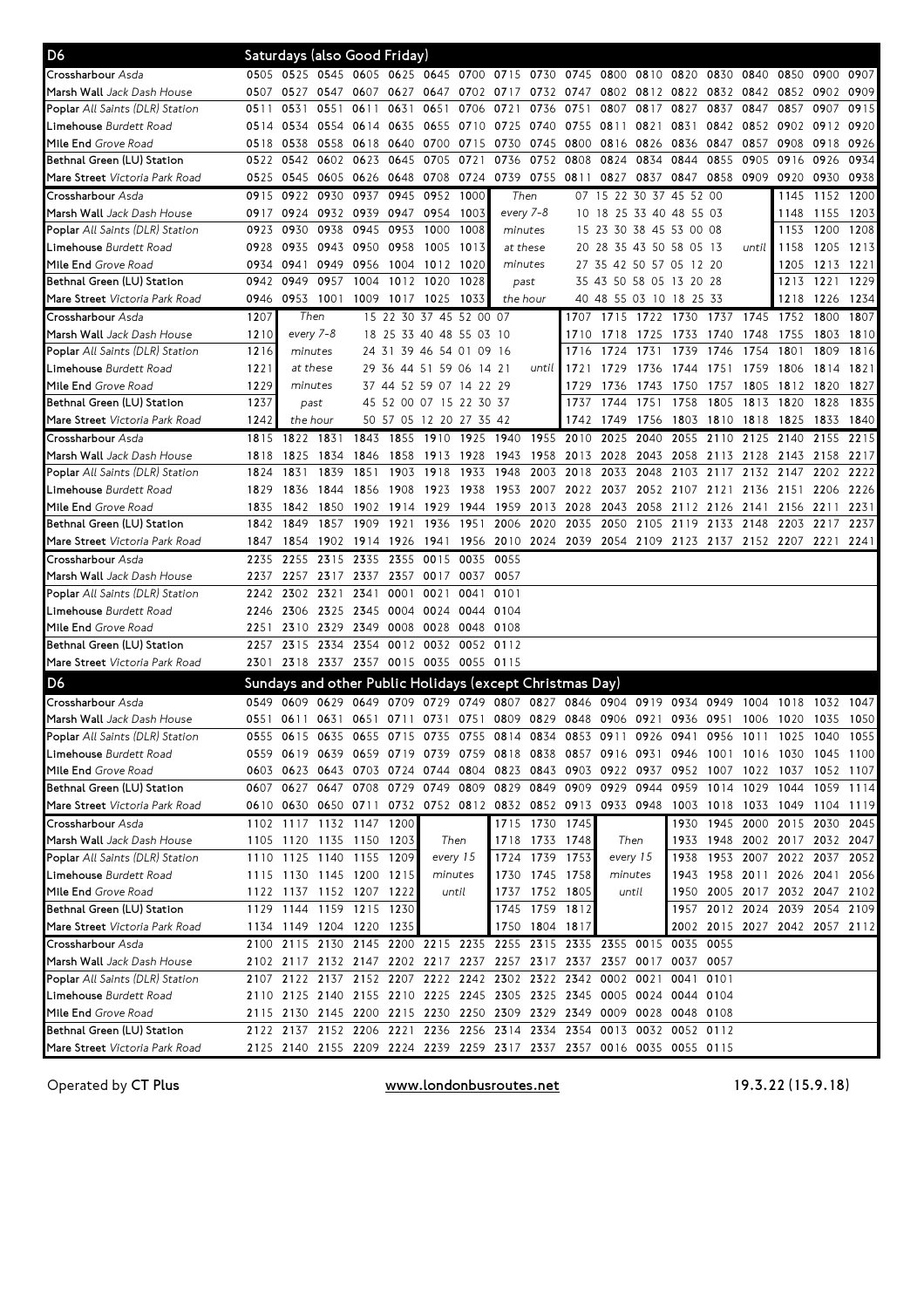## D6 — Saturdays (also Good Friday)

| Stop | | | | | | | | | | | | | | | | | | |
|---|---|---|---|---|---|---|---|---|---|---|---|---|---|---|---|---|---|---|
| Crossharbour *Asda* | 0505 | 0525 | 0545 | 0605 | 0625 | 0645 | 0700 | 0715 | 0730 | 0745 | 0800 | 0810 | 0820 | 0830 | 0840 | 0850 | 0900 | 0907 |
| Marsh Wall *Jack Dash House* | 0507 | 0527 | 0547 | 0607 | 0627 | 0647 | 0702 | 0717 | 0732 | 0747 | 0802 | 0812 | 0822 | 0832 | 0842 | 0852 | 0902 | 0909 |
| Poplar *All Saints (DLR) Station* | 0511 | 0531 | 0551 | 0611 | 0631 | 0651 | 0706 | 0721 | 0736 | 0751 | 0807 | 0817 | 0827 | 0837 | 0847 | 0857 | 0907 | 0915 |
| Limehouse *Burdett Road* | 0514 | 0534 | 0554 | 0614 | 0635 | 0655 | 0710 | 0725 | 0740 | 0755 | 0811 | 0821 | 0831 | 0842 | 0852 | 0902 | 0912 | 0920 |
| Mile End *Grove Road* | 0518 | 0538 | 0558 | 0618 | 0640 | 0700 | 0715 | 0730 | 0745 | 0800 | 0816 | 0826 | 0836 | 0847 | 0857 | 0908 | 0918 | 0926 |
| Bethnal Green (LU) Station | 0522 | 0542 | 0602 | 0623 | 0645 | 0705 | 0721 | 0736 | 0752 | 0808 | 0824 | 0834 | 0844 | 0855 | 0905 | 0916 | 0926 | 0934 |
| Mare Street *Victoria Park Road* | 0525 | 0545 | 0605 | 0626 | 0648 | 0708 | 0724 | 0739 | 0755 | 0811 | 0827 | 0837 | 0847 | 0858 | 0909 | 0920 | 0930 | 0938 |

| Stop | | | | | | | | | | | | |
|---|---|---|---|---|---|---|---|---|---|---|---|---|
| Crossharbour *Asda* | 0915 | 0922 | 0930 | 0937 | 0945 | 0952 | 1000 | Then | 07 15 22 30 37 45 52 00 | | 1145 | 1152 | 1200 |
| Marsh Wall *Jack Dash House* | 0917 | 0924 | 0932 | 0939 | 0947 | 0954 | 1003 | every 7-8 | 10 18 25 33 40 48 55 03 | | 1148 | 1155 | 1203 |
| Poplar *All Saints (DLR) Station* | 0923 | 0930 | 0938 | 0945 | 0953 | 1000 | 1008 | minutes | 15 23 30 38 45 53 00 08 | | 1153 | 1200 | 1208 |
| Limehouse *Burdett Road* | 0928 | 0935 | 0943 | 0950 | 0958 | 1005 | 1013 | at these | 20 28 35 43 50 58 05 13 | until | 1158 | 1205 | 1213 |
| Mile End *Grove Road* | 0934 | 0941 | 0949 | 0956 | 1004 | 1012 | 1020 | minutes | 27 35 42 50 57 05 12 20 | | 1205 | 1213 | 1221 |
| Bethnal Green (LU) Station | 0942 | 0949 | 0957 | 1004 | 1012 | 1020 | 1028 | past | 35 43 50 58 05 13 20 28 | | 1213 | 1221 | 1229 |
| Mare Street *Victoria Park Road* | 0946 | 0953 | 1001 | 1009 | 1017 | 1025 | 1033 | the hour | 40 48 55 03 10 18 25 33 | | 1218 | 1226 | 1234 |

| Stop | | | | | | | | | | | | | | |
|---|---|---|---|---|---|---|---|---|---|---|---|---|---|---|
| Crossharbour *Asda* | 1207 | Then | 15 22 30 37 45 52 00 07 | | 1707 | 1715 | 1722 | 1730 | 1737 | 1745 | 1752 | 1800 | 1807 |
| Marsh Wall *Jack Dash House* | 1210 | every 7-8 | 18 25 33 40 48 55 03 10 | | 1710 | 1718 | 1725 | 1733 | 1740 | 1748 | 1755 | 1803 | 1810 |
| Poplar *All Saints (DLR) Station* | 1216 | minutes | 24 31 39 46 54 01 09 16 | | 1716 | 1724 | 1731 | 1739 | 1746 | 1754 | 1801 | 1809 | 1816 |
| Limehouse *Burdett Road* | 1221 | at these | 29 36 44 51 59 06 14 21 | until | 1721 | 1729 | 1736 | 1744 | 1751 | 1759 | 1806 | 1814 | 1821 |
| Mile End *Grove Road* | 1229 | minutes | 37 44 52 59 07 14 22 29 | | 1729 | 1736 | 1743 | 1750 | 1757 | 1805 | 1812 | 1820 | 1827 |
| Bethnal Green (LU) Station | 1237 | past | 45 52 00 07 15 22 30 37 | | 1737 | 1744 | 1751 | 1758 | 1805 | 1813 | 1820 | 1828 | 1835 |
| Mare Street *Victoria Park Road* | 1242 | the hour | 50 57 05 12 20 27 35 42 | | 1742 | 1749 | 1756 | 1803 | 1810 | 1818 | 1825 | 1833 | 1840 |

| Stop | | | | | | | | | | | | | | | | | | |
|---|---|---|---|---|---|---|---|---|---|---|---|---|---|---|---|---|---|---|
| Crossharbour *Asda* | 1815 | 1822 | 1831 | 1843 | 1855 | 1910 | 1925 | 1940 | 1955 | 2010 | 2025 | 2040 | 2055 | 2110 | 2125 | 2140 | 2155 | 2215 |
| Marsh Wall *Jack Dash House* | 1818 | 1825 | 1834 | 1846 | 1858 | 1913 | 1928 | 1943 | 1958 | 2013 | 2028 | 2043 | 2058 | 2113 | 2128 | 2143 | 2158 | 2217 |
| Poplar *All Saints (DLR) Station* | 1824 | 1831 | 1839 | 1851 | 1903 | 1918 | 1933 | 1948 | 2003 | 2018 | 2033 | 2048 | 2103 | 2117 | 2132 | 2147 | 2202 | 2222 |
| Limehouse *Burdett Road* | 1829 | 1836 | 1844 | 1856 | 1908 | 1923 | 1938 | 1953 | 2007 | 2022 | 2037 | 2052 | 2107 | 2121 | 2136 | 2151 | 2206 | 2226 |
| Mile End *Grove Road* | 1835 | 1842 | 1850 | 1902 | 1914 | 1929 | 1944 | 1959 | 2013 | 2028 | 2043 | 2058 | 2112 | 2126 | 2141 | 2156 | 2211 | 2231 |
| Bethnal Green (LU) Station | 1842 | 1849 | 1857 | 1909 | 1921 | 1936 | 1951 | 2006 | 2020 | 2035 | 2050 | 2105 | 2119 | 2133 | 2148 | 2203 | 2217 | 2237 |
| Mare Street *Victoria Park Road* | 1847 | 1854 | 1902 | 1914 | 1926 | 1941 | 1956 | 2010 | 2024 | 2039 | 2054 | 2109 | 2123 | 2137 | 2152 | 2207 | 2221 | 2241 |

| Stop | | | | | | | | |
|---|---|---|---|---|---|---|---|---|
| Crossharbour *Asda* | 2235 | 2255 | 2315 | 2335 | 2355 | 0015 | 0035 | 0055 |
| Marsh Wall *Jack Dash House* | 2237 | 2257 | 2317 | 2337 | 2357 | 0017 | 0037 | 0057 |
| Poplar *All Saints (DLR) Station* | 2242 | 2302 | 2321 | 2341 | 0001 | 0021 | 0041 | 0101 |
| Limehouse *Burdett Road* | 2246 | 2306 | 2325 | 2345 | 0004 | 0024 | 0044 | 0104 |
| Mile End *Grove Road* | 2251 | 2310 | 2329 | 2349 | 0008 | 0028 | 0048 | 0108 |
| Bethnal Green (LU) Station | 2257 | 2315 | 2334 | 2354 | 0012 | 0032 | 0052 | 0112 |
| Mare Street *Victoria Park Road* | 2301 | 2318 | 2337 | 2357 | 0015 | 0035 | 0055 | 0115 |

## D6 — Sundays and other Public Holidays (except Christmas Day)

| Stop | | | | | | | | | | | | | | | | | | |
|---|---|---|---|---|---|---|---|---|---|---|---|---|---|---|---|---|---|---|
| Crossharbour *Asda* | 0549 | 0609 | 0629 | 0649 | 0709 | 0729 | 0749 | 0807 | 0827 | 0846 | 0904 | 0919 | 0934 | 0949 | 1004 | 1018 | 1032 | 1047 |
| Marsh Wall *Jack Dash House* | 0551 | 0611 | 0631 | 0651 | 0711 | 0731 | 0751 | 0809 | 0829 | 0848 | 0906 | 0921 | 0936 | 0951 | 1006 | 1020 | 1035 | 1050 |
| Poplar *All Saints (DLR) Station* | 0555 | 0615 | 0635 | 0655 | 0715 | 0735 | 0755 | 0814 | 0834 | 0853 | 0911 | 0926 | 0941 | 0956 | 1011 | 1025 | 1040 | 1055 |
| Limehouse *Burdett Road* | 0559 | 0619 | 0639 | 0659 | 0719 | 0739 | 0759 | 0818 | 0838 | 0857 | 0916 | 0931 | 0946 | 1001 | 1016 | 1030 | 1045 | 1100 |
| Mile End *Grove Road* | 0603 | 0623 | 0643 | 0703 | 0724 | 0744 | 0804 | 0823 | 0843 | 0903 | 0922 | 0937 | 0952 | 1007 | 1022 | 1037 | 1052 | 1107 |
| Bethnal Green (LU) Station | 0607 | 0627 | 0647 | 0708 | 0729 | 0749 | 0809 | 0829 | 0849 | 0909 | 0929 | 0944 | 0959 | 1014 | 1029 | 1044 | 1059 | 1114 |
| Mare Street *Victoria Park Road* | 0610 | 0630 | 0650 | 0711 | 0732 | 0752 | 0812 | 0832 | 0852 | 0913 | 0933 | 0948 | 1003 | 1018 | 1033 | 1049 | 1104 | 1119 |

| Stop | | | | | | | | | | | | | | | | | |
|---|---|---|---|---|---|---|---|---|---|---|---|---|---|---|---|---|---|
| Crossharbour *Asda* | 1102 | 1117 | 1132 | 1147 | 1200 | | 1715 | 1730 | 1745 | | 1930 | 1945 | 2000 | 2015 | 2030 | 2045 |
| Marsh Wall *Jack Dash House* | 1105 | 1120 | 1135 | 1150 | 1203 | Then | 1718 | 1733 | 1748 | Then | 1933 | 1948 | 2002 | 2017 | 2032 | 2047 |
| Poplar *All Saints (DLR) Station* | 1110 | 1125 | 1140 | 1155 | 1209 | every 15 | 1724 | 1739 | 1753 | every 15 | 1938 | 1953 | 2007 | 2022 | 2037 | 2052 |
| Limehouse *Burdett Road* | 1115 | 1130 | 1145 | 1200 | 1215 | minutes | 1730 | 1745 | 1758 | minutes | 1943 | 1958 | 2011 | 2026 | 2041 | 2056 |
| Mile End *Grove Road* | 1122 | 1137 | 1152 | 1207 | 1222 | until | 1737 | 1752 | 1805 | until | 1950 | 2005 | 2017 | 2032 | 2047 | 2102 |
| Bethnal Green (LU) Station | 1129 | 1144 | 1159 | 1215 | 1230 | | 1745 | 1759 | 1812 | | 1957 | 2012 | 2024 | 2039 | 2054 | 2109 |
| Mare Street *Victoria Park Road* | 1134 | 1149 | 1204 | 1220 | 1235 | | 1750 | 1804 | 1817 | | 2002 | 2015 | 2027 | 2042 | 2057 | 2112 |

| Stop | | | | | | | | | | | | | | |
|---|---|---|---|---|---|---|---|---|---|---|---|---|---|---|
| Crossharbour *Asda* | 2100 | 2115 | 2130 | 2145 | 2200 | 2215 | 2235 | 2255 | 2315 | 2335 | 2355 | 0015 | 0035 | 0055 |
| Marsh Wall *Jack Dash House* | 2102 | 2117 | 2132 | 2147 | 2202 | 2217 | 2237 | 2257 | 2317 | 2337 | 2357 | 0017 | 0037 | 0057 |
| Poplar *All Saints (DLR) Station* | 2107 | 2122 | 2137 | 2152 | 2207 | 2222 | 2242 | 2302 | 2322 | 2342 | 0002 | 0021 | 0041 | 0101 |
| Limehouse *Burdett Road* | 2110 | 2125 | 2140 | 2155 | 2210 | 2225 | 2245 | 2305 | 2325 | 2345 | 0005 | 0024 | 0044 | 0104 |
| Mile End *Grove Road* | 2115 | 2130 | 2145 | 2200 | 2215 | 2230 | 2250 | 2309 | 2329 | 2349 | 0009 | 0028 | 0048 | 0108 |
| Bethnal Green (LU) Station | 2122 | 2137 | 2152 | 2206 | 2221 | 2236 | 2256 | 2314 | 2334 | 2354 | 0013 | 0032 | 0052 | 0112 |
| Mare Street *Victoria Park Road* | 2125 | 2140 | 2155 | 2209 | 2224 | 2239 | 2259 | 2317 | 2337 | 2357 | 0016 | 0035 | 0055 | 0115 |

Operated by **CT Plus** — www.londonbusroutes.net — 19.3.22 (15.9.18)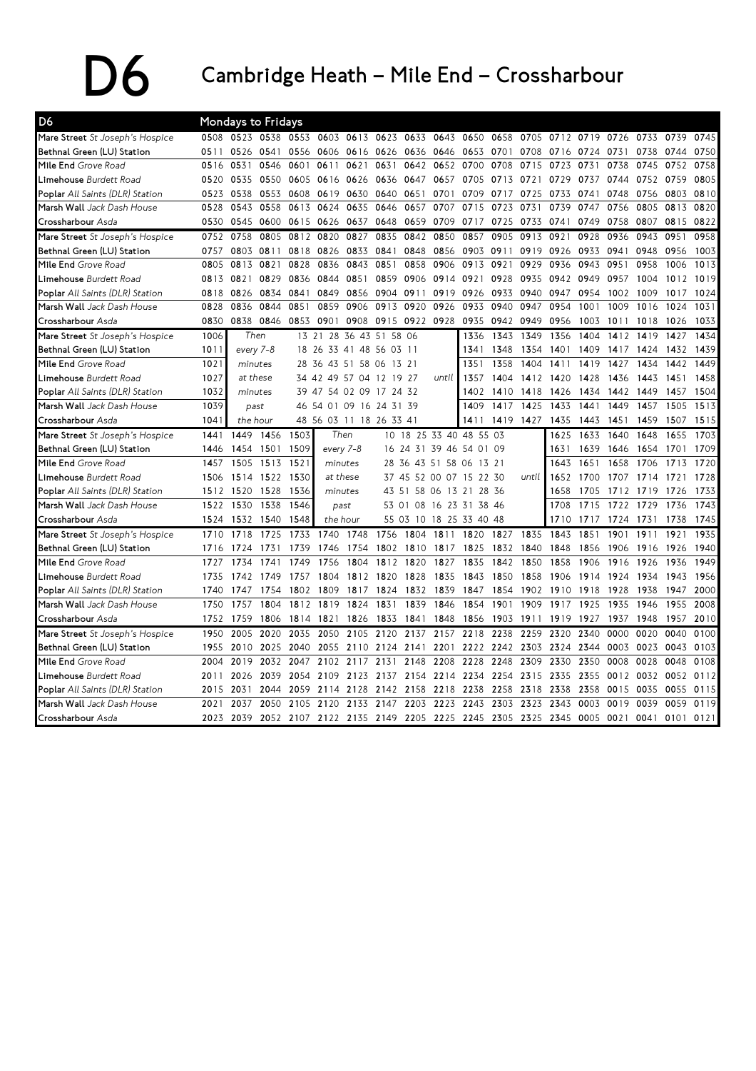# D6 Cambridge Heath – Mile End – Crossharbour

| D6 | Mondays to Fridays | | | | | | | | | | | | | | | | |
|---|---|---|---|---|---|---|---|---|---|---|---|---|---|---|---|---|---|
| **Mare Street** *St Joseph's Hospice* | 0508 | 0523 | 0538 | 0553 | 0603 | 0613 | 0623 | 0633 | 0643 | 0650 | 0658 | 0705 | 0712 | 0719 | 0726 | 0733 | 0739 | 0745 |
| **Bethnal Green (LU) Station** | 0511 | 0526 | 0541 | 0556 | 0606 | 0616 | 0626 | 0636 | 0646 | 0653 | 0701 | 0708 | 0716 | 0724 | 0731 | 0738 | 0744 | 0750 |
| **Mile End** *Grove Road* | 0516 | 0531 | 0546 | 0601 | 0611 | 0621 | 0631 | 0642 | 0652 | 0700 | 0708 | 0715 | 0723 | 0731 | 0738 | 0745 | 0752 | 0758 |
| **Limehouse** *Burdett Road* | 0520 | 0535 | 0550 | 0605 | 0616 | 0626 | 0636 | 0647 | 0657 | 0705 | 0713 | 0721 | 0729 | 0737 | 0744 | 0752 | 0759 | 0805 |
| **Poplar** *All Saints (DLR) Station* | 0523 | 0538 | 0553 | 0608 | 0619 | 0630 | 0640 | 0651 | 0701 | 0709 | 0717 | 0725 | 0733 | 0741 | 0748 | 0756 | 0803 | 0810 |
| **Marsh Wall** *Jack Dash House* | 0528 | 0543 | 0558 | 0613 | 0624 | 0635 | 0646 | 0657 | 0707 | 0715 | 0723 | 0731 | 0739 | 0747 | 0756 | 0805 | 0813 | 0820 |
| **Crossharbour** *Asda* | 0530 | 0545 | 0600 | 0615 | 0626 | 0637 | 0648 | 0659 | 0709 | 0717 | 0725 | 0733 | 0741 | 0749 | 0758 | 0807 | 0815 | 0822 |

| D6 | | | | | | | | | | | | | | | | | | |
|---|---|---|---|---|---|---|---|---|---|---|---|---|---|---|---|---|---|---|
| **Mare Street** *St Joseph's Hospice* | 0752 | 0758 | 0805 | 0812 | 0820 | 0827 | 0835 | 0842 | 0850 | 0857 | 0905 | 0913 | 0921 | 0928 | 0936 | 0943 | 0951 | 0958 |
| **Bethnal Green (LU) Station** | 0757 | 0803 | 0811 | 0818 | 0826 | 0833 | 0841 | 0848 | 0856 | 0903 | 0911 | 0919 | 0926 | 0933 | 0941 | 0948 | 0956 | 1003 |
| **Mile End** *Grove Road* | 0805 | 0813 | 0821 | 0828 | 0836 | 0843 | 0851 | 0858 | 0906 | 0913 | 0921 | 0929 | 0936 | 0943 | 0951 | 0958 | 1006 | 1013 |
| **Limehouse** *Burdett Road* | 0813 | 0821 | 0829 | 0836 | 0844 | 0851 | 0859 | 0906 | 0914 | 0921 | 0928 | 0935 | 0942 | 0949 | 0957 | 1004 | 1012 | 1019 |
| **Poplar** *All Saints (DLR) Station* | 0818 | 0826 | 0834 | 0841 | 0849 | 0856 | 0904 | 0911 | 0919 | 0926 | 0933 | 0940 | 0947 | 0954 | 1002 | 1009 | 1017 | 1024 |
| **Marsh Wall** *Jack Dash House* | 0828 | 0836 | 0844 | 0851 | 0859 | 0906 | 0913 | 0920 | 0926 | 0933 | 0940 | 0947 | 0954 | 1001 | 1009 | 1016 | 1024 | 1031 |
| **Crossharbour** *Asda* | 0830 | 0838 | 0846 | 0853 | 0901 | 0908 | 0915 | 0922 | 0928 | 0935 | 0942 | 0949 | 0956 | 1003 | 1011 | 1018 | 1026 | 1033 |

| D6 | | | | | | | | | | | | | | |
|---|---|---|---|---|---|---|---|---|---|---|---|---|---|---|
| **Mare Street** *St Joseph's Hospice* | 1006 | Then | 13 21 28 36 43 51 58 06 | | 1336 | 1343 | 1349 | 1356 | 1404 | 1412 | 1419 | 1427 | 1434 |
| **Bethnal Green (LU) Station** | 1011 | every 7-8 | 18 26 33 41 48 56 03 11 | | 1341 | 1348 | 1354 | 1401 | 1409 | 1417 | 1424 | 1432 | 1439 |
| **Mile End** *Grove Road* | 1021 | minutes | 28 36 43 51 58 06 13 21 | | 1351 | 1358 | 1404 | 1411 | 1419 | 1427 | 1434 | 1442 | 1449 |
| **Limehouse** *Burdett Road* | 1027 | at these | 34 42 49 57 04 12 19 27 | until | 1357 | 1404 | 1412 | 1420 | 1428 | 1436 | 1443 | 1451 | 1458 |
| **Poplar** *All Saints (DLR) Station* | 1032 | minutes | 39 47 54 02 09 17 24 32 | | 1402 | 1410 | 1418 | 1426 | 1434 | 1442 | 1449 | 1457 | 1504 |
| **Marsh Wall** *Jack Dash House* | 1039 | past | 46 54 01 09 16 24 31 39 | | 1409 | 1417 | 1425 | 1433 | 1441 | 1449 | 1457 | 1505 | 1513 |
| **Crossharbour** *Asda* | 1041 | the hour | 48 56 03 11 18 26 33 41 | | 1411 | 1419 | 1427 | 1435 | 1443 | 1451 | 1459 | 1507 | 1515 |

| D6 | | | | | | | | | | | | | | |
|---|---|---|---|---|---|---|---|---|---|---|---|---|---|---|
| **Mare Street** *St Joseph's Hospice* | 1441 | 1449 | 1456 | 1503 | Then | 10 18 25 33 40 48 55 03 | | 1625 | 1633 | 1640 | 1648 | 1655 | 1703 |
| **Bethnal Green (LU) Station** | 1446 | 1454 | 1501 | 1509 | every 7-8 | 16 24 31 39 46 54 01 09 | | 1631 | 1639 | 1646 | 1654 | 1701 | 1709 |
| **Mile End** *Grove Road* | 1457 | 1505 | 1513 | 1521 | minutes | 28 36 43 51 58 06 13 21 | | 1643 | 1651 | 1658 | 1706 | 1713 | 1720 |
| **Limehouse** *Burdett Road* | 1506 | 1514 | 1522 | 1530 | at these | 37 45 52 00 07 15 22 30 | until | 1652 | 1700 | 1707 | 1714 | 1721 | 1728 |
| **Poplar** *All Saints (DLR) Station* | 1512 | 1520 | 1528 | 1536 | minutes | 43 51 58 06 13 21 28 36 | | 1658 | 1705 | 1712 | 1719 | 1726 | 1733 |
| **Marsh Wall** *Jack Dash House* | 1522 | 1530 | 1538 | 1546 | past | 53 01 08 16 23 31 38 46 | | 1708 | 1715 | 1722 | 1729 | 1736 | 1743 |
| **Crossharbour** *Asda* | 1524 | 1532 | 1540 | 1548 | the hour | 55 03 10 18 25 33 40 48 | | 1710 | 1717 | 1724 | 1731 | 1738 | 1745 |

| D6 | | | | | | | | | | | | | | | | | | |
|---|---|---|---|---|---|---|---|---|---|---|---|---|---|---|---|---|---|---|
| **Mare Street** *St Joseph's Hospice* | 1710 | 1718 | 1725 | 1733 | 1740 | 1748 | 1756 | 1804 | 1811 | 1820 | 1827 | 1835 | 1843 | 1851 | 1901 | 1911 | 1921 | 1935 |
| **Bethnal Green (LU) Station** | 1716 | 1724 | 1731 | 1739 | 1746 | 1754 | 1802 | 1810 | 1817 | 1825 | 1832 | 1840 | 1848 | 1856 | 1906 | 1916 | 1926 | 1940 |
| **Mile End** *Grove Road* | 1727 | 1734 | 1741 | 1749 | 1756 | 1804 | 1812 | 1820 | 1827 | 1835 | 1842 | 1850 | 1858 | 1906 | 1916 | 1926 | 1936 | 1949 |
| **Limehouse** *Burdett Road* | 1735 | 1742 | 1749 | 1757 | 1804 | 1812 | 1820 | 1828 | 1835 | 1843 | 1850 | 1858 | 1906 | 1914 | 1924 | 1934 | 1943 | 1956 |
| **Poplar** *All Saints (DLR) Station* | 1740 | 1747 | 1754 | 1802 | 1809 | 1817 | 1824 | 1832 | 1839 | 1847 | 1854 | 1902 | 1910 | 1918 | 1928 | 1938 | 1947 | 2000 |
| **Marsh Wall** *Jack Dash House* | 1750 | 1757 | 1804 | 1812 | 1819 | 1824 | 1831 | 1839 | 1846 | 1854 | 1901 | 1909 | 1917 | 1925 | 1935 | 1946 | 1955 | 2008 |
| **Crossharbour** *Asda* | 1752 | 1759 | 1806 | 1814 | 1821 | 1826 | 1833 | 1841 | 1848 | 1856 | 1903 | 1911 | 1919 | 1927 | 1937 | 1948 | 1957 | 2010 |

| D6 | | | | | | | | | | | | | | | | | | |
|---|---|---|---|---|---|---|---|---|---|---|---|---|---|---|---|---|---|---|
| **Mare Street** *St Joseph's Hospice* | 1950 | 2005 | 2020 | 2035 | 2050 | 2105 | 2120 | 2137 | 2157 | 2218 | 2238 | 2259 | 2320 | 2340 | 0000 | 0020 | 0040 | 0100 |
| **Bethnal Green (LU) Station** | 1955 | 2010 | 2025 | 2040 | 2055 | 2110 | 2124 | 2141 | 2201 | 2222 | 2242 | 2303 | 2324 | 2344 | 0003 | 0023 | 0043 | 0103 |
| **Mile End** *Grove Road* | 2004 | 2019 | 2032 | 2047 | 2102 | 2117 | 2131 | 2148 | 2208 | 2228 | 2248 | 2309 | 2330 | 2350 | 0008 | 0028 | 0048 | 0108 |
| **Limehouse** *Burdett Road* | 2011 | 2026 | 2039 | 2054 | 2109 | 2123 | 2137 | 2154 | 2214 | 2234 | 2254 | 2315 | 2335 | 2355 | 0012 | 0032 | 0052 | 0112 |
| **Poplar** *All Saints (DLR) Station* | 2015 | 2031 | 2044 | 2059 | 2114 | 2128 | 2142 | 2158 | 2218 | 2238 | 2258 | 2318 | 2338 | 2358 | 0015 | 0035 | 0055 | 0115 |
| **Marsh Wall** *Jack Dash House* | 2021 | 2037 | 2050 | 2105 | 2120 | 2133 | 2147 | 2203 | 2223 | 2243 | 2303 | 2323 | 2343 | 0003 | 0019 | 0039 | 0059 | 0119 |
| **Crossharbour** *Asda* | 2023 | 2039 | 2052 | 2107 | 2122 | 2135 | 2149 | 2205 | 2225 | 2245 | 2305 | 2325 | 2345 | 0005 | 0021 | 0041 | 0101 | 0121 |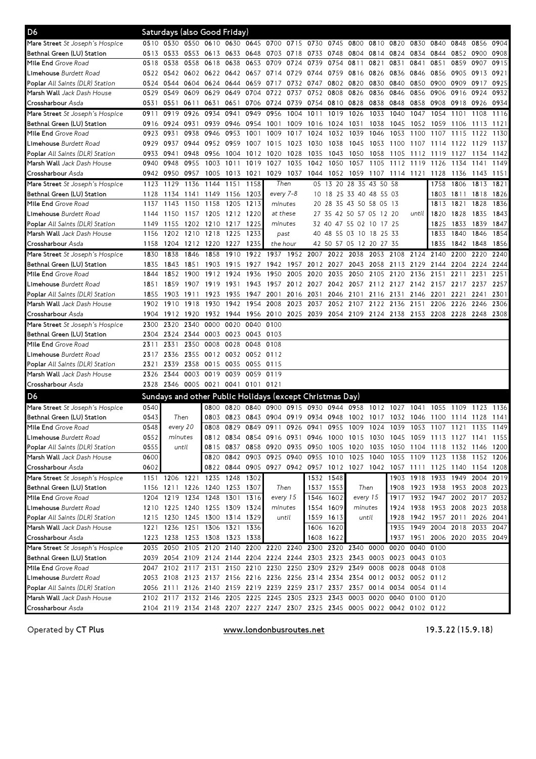## D6 Saturdays (also Good Friday)

| | | | | | | | | | | | | | | | | | | |
|---|---|---|---|---|---|---|---|---|---|---|---|---|---|---|---|---|---|---|
| **Mare Street** *St Joseph's Hospice* | 0510 | 0530 | 0550 | 0610 | 0630 | 0645 | 0700 | 0715 | 0730 | 0745 | 0800 | 0810 | 0820 | 0830 | 0840 | 0848 | 0856 | 0904 |
| **Bethnal Green (LU) Station** | 0513 | 0533 | 0553 | 0613 | 0633 | 0648 | 0703 | 0718 | 0733 | 0748 | 0804 | 0814 | 0824 | 0834 | 0844 | 0852 | 0900 | 0908 |
| **Mile End** *Grove Road* | 0518 | 0538 | 0558 | 0618 | 0638 | 0653 | 0709 | 0724 | 0739 | 0754 | 0811 | 0821 | 0831 | 0841 | 0851 | 0859 | 0907 | 0915 |
| **Limehouse** *Burdett Road* | 0522 | 0542 | 0602 | 0622 | 0642 | 0657 | 0714 | 0729 | 0744 | 0759 | 0816 | 0826 | 0836 | 0846 | 0856 | 0905 | 0913 | 0921 |
| **Poplar** *All Saints (DLR) Station* | 0524 | 0544 | 0604 | 0624 | 0644 | 0659 | 0717 | 0732 | 0747 | 0802 | 0820 | 0830 | 0840 | 0850 | 0900 | 0909 | 0917 | 0925 |
| **Marsh Wall** *Jack Dash House* | 0529 | 0549 | 0609 | 0629 | 0649 | 0704 | 0722 | 0737 | 0752 | 0808 | 0826 | 0836 | 0846 | 0856 | 0906 | 0916 | 0924 | 0932 |
| **Crossharbour** *Asda* | 0531 | 0551 | 0611 | 0631 | 0651 | 0706 | 0724 | 0739 | 0754 | 0810 | 0828 | 0838 | 0848 | 0858 | 0908 | 0918 | 0926 | 0934 |
| **Mare Street** *St Joseph's Hospice* | 0911 | 0919 | 0926 | 0934 | 0941 | 0949 | 0956 | 1004 | 1011 | 1019 | 1026 | 1033 | 1040 | 1047 | 1054 | 1101 | 1108 | 1116 |
| **Bethnal Green (LU) Station** | 0916 | 0924 | 0931 | 0939 | 0946 | 0954 | 1001 | 1009 | 1016 | 1024 | 1031 | 1038 | 1045 | 1052 | 1059 | 1106 | 1113 | 1121 |
| **Mile End** *Grove Road* | 0923 | 0931 | 0938 | 0946 | 0953 | 1001 | 1009 | 1017 | 1024 | 1032 | 1039 | 1046 | 1053 | 1100 | 1107 | 1115 | 1122 | 1130 |
| **Limehouse** *Burdett Road* | 0929 | 0937 | 0944 | 0952 | 0959 | 1007 | 1015 | 1023 | 1030 | 1038 | 1045 | 1053 | 1100 | 1107 | 1114 | 1122 | 1129 | 1137 |
| **Poplar** *All Saints (DLR) Station* | 0933 | 0941 | 0948 | 0956 | 1004 | 1012 | 1020 | 1028 | 1035 | 1043 | 1050 | 1058 | 1105 | 1112 | 1119 | 1127 | 1134 | 1142 |
| **Marsh Wall** *Jack Dash House* | 0940 | 0948 | 0955 | 1003 | 1011 | 1019 | 1027 | 1035 | 1042 | 1050 | 1057 | 1105 | 1112 | 1119 | 1126 | 1134 | 1141 | 1149 |
| **Crossharbour** *Asda* | 0942 | 0950 | 0957 | 1005 | 1013 | 1021 | 1029 | 1037 | 1044 | 1052 | 1059 | 1107 | 1114 | 1121 | 1128 | 1136 | 1143 | 1151 |

| | | | | | | | | | | | | | | | | | | |
|---|---|---|---|---|---|---|---|---|---|---|---|---|---|---|---|---|---|---|
| **Mare Street** *St Joseph's Hospice* | 1123 | 1129 | 1136 | 1144 | 1151 | 1158 | Then | 05 13 20 28 35 43 50 58 | | | | | | | 1758 | 1806 | 1813 | 1821 |
| **Bethnal Green (LU) Station** | 1128 | 1134 | 1141 | 1149 | 1156 | 1203 | every 7-8 | 10 18 25 33 40 48 55 03 | | | | | | | 1803 | 1811 | 1818 | 1826 |
| **Mile End** *Grove Road* | 1137 | 1143 | 1150 | 1158 | 1205 | 1213 | minutes | 20 28 35 43 50 58 05 13 | | | | | | | 1813 | 1821 | 1828 | 1836 |
| **Limehouse** *Burdett Road* | 1144 | 1150 | 1157 | 1205 | 1212 | 1220 | at these | 27 35 42 50 57 05 12 20 | | | | | | until | 1820 | 1828 | 1835 | 1843 |
| **Poplar** *All Saints (DLR) Station* | 1149 | 1155 | 1202 | 1210 | 1217 | 1225 | minutes | 32 40 47 55 02 10 17 25 | | | | | | | 1825 | 1833 | 1839 | 1847 |
| **Marsh Wall** *Jack Dash House* | 1156 | 1202 | 1210 | 1218 | 1225 | 1233 | past | 40 48 55 03 10 18 25 33 | | | | | | | 1833 | 1840 | 1846 | 1854 |
| **Crossharbour** *Asda* | 1158 | 1204 | 1212 | 1220 | 1227 | 1235 | the hour | 42 50 57 05 12 20 27 35 | | | | | | | 1835 | 1842 | 1848 | 1856 |

| | | | | | | | | | | | | | | | | | | |
|---|---|---|---|---|---|---|---|---|---|---|---|---|---|---|---|---|---|---|
| **Mare Street** *St Joseph's Hospice* | 1830 | 1838 | 1846 | 1858 | 1910 | 1922 | 1937 | 1952 | 2007 | 2022 | 2038 | 2053 | 2108 | 2124 | 2140 | 2200 | 2220 | 2240 |
| **Bethnal Green (LU) Station** | 1835 | 1843 | 1851 | 1903 | 1915 | 1927 | 1942 | 1957 | 2012 | 2027 | 2043 | 2058 | 2113 | 2129 | 2144 | 2204 | 2224 | 2244 |
| **Mile End** *Grove Road* | 1844 | 1852 | 1900 | 1912 | 1924 | 1936 | 1950 | 2005 | 2020 | 2035 | 2050 | 2105 | 2120 | 2136 | 2151 | 2211 | 2231 | 2251 |
| **Limehouse** *Burdett Road* | 1851 | 1859 | 1907 | 1919 | 1931 | 1943 | 1957 | 2012 | 2027 | 2042 | 2057 | 2112 | 2127 | 2142 | 2157 | 2217 | 2237 | 2257 |
| **Poplar** *All Saints (DLR) Station* | 1855 | 1903 | 1911 | 1923 | 1935 | 1947 | 2001 | 2016 | 2031 | 2046 | 2101 | 2116 | 2131 | 2146 | 2201 | 2221 | 2241 | 2301 |
| **Marsh Wall** *Jack Dash House* | 1902 | 1910 | 1918 | 1930 | 1942 | 1954 | 2008 | 2023 | 2037 | 2052 | 2107 | 2122 | 2136 | 2151 | 2206 | 2226 | 2246 | 2306 |
| **Crossharbour** *Asda* | 1904 | 1912 | 1920 | 1932 | 1944 | 1956 | 2010 | 2025 | 2039 | 2054 | 2109 | 2124 | 2138 | 2153 | 2208 | 2228 | 2248 | 2308 |
| **Mare Street** *St Joseph's Hospice* | 2300 | 2320 | 2340 | 0000 | 0020 | 0040 | 0100 | | | | | | | | | | | |
| **Bethnal Green (LU) Station** | 2304 | 2324 | 2344 | 0003 | 0023 | 0043 | 0103 | | | | | | | | | | | |
| **Mile End** *Grove Road* | 2311 | 2331 | 2350 | 0008 | 0028 | 0048 | 0108 | | | | | | | | | | | |
| **Limehouse** *Burdett Road* | 2317 | 2336 | 2355 | 0012 | 0032 | 0052 | 0112 | | | | | | | | | | | |
| **Poplar** *All Saints (DLR) Station* | 2321 | 2339 | 2358 | 0015 | 0035 | 0055 | 0115 | | | | | | | | | | | |
| **Marsh Wall** *Jack Dash House* | 2326 | 2344 | 0003 | 0019 | 0039 | 0059 | 0119 | | | | | | | | | | | |
| **Crossharbour** *Asda* | 2328 | 2346 | 0005 | 0021 | 0041 | 0101 | 0121 | | | | | | | | | | | |

## D6 Sundays and other Public Holidays (except Christmas Day)

| | | | | | | | | | | | | | | | | |
|---|---|---|---|---|---|---|---|---|---|---|---|---|---|---|---|---|
| **Mare Street** *St Joseph's Hospice* | 0540 | Then | 0800 | 0820 | 0840 | 0900 | 0915 | 0930 | 0944 | 0958 | 1012 | 1027 | 1041 | 1055 | 1109 | 1123 | 1136 |
| **Bethnal Green (LU) Station** | 0543 | every 20 | 0803 | 0823 | 0843 | 0904 | 0919 | 0934 | 0948 | 1002 | 1017 | 1032 | 1046 | 1100 | 1114 | 1128 | 1141 |
| **Mile End** *Grove Road* | 0548 | minutes | 0808 | 0829 | 0849 | 0911 | 0926 | 0941 | 0955 | 1009 | 1024 | 1039 | 1053 | 1107 | 1121 | 1135 | 1149 |
| **Limehouse** *Burdett Road* | 0552 | until | 0812 | 0834 | 0854 | 0916 | 0931 | 0946 | 1000 | 1015 | 1030 | 1045 | 1059 | 1113 | 1127 | 1141 | 1155 |
| **Poplar** *All Saints (DLR) Station* | 0555 | | 0815 | 0837 | 0858 | 0920 | 0935 | 0950 | 1005 | 1020 | 1035 | 1050 | 1104 | 1118 | 1132 | 1146 | 1200 |
| **Marsh Wall** *Jack Dash House* | 0600 | | 0820 | 0842 | 0903 | 0925 | 0940 | 0955 | 1010 | 1025 | 1040 | 1055 | 1109 | 1123 | 1138 | 1152 | 1206 |
| **Crossharbour** *Asda* | 0602 | | 0822 | 0844 | 0905 | 0927 | 0942 | 0957 | 1012 | 1027 | 1042 | 1057 | 1111 | 1125 | 1140 | 1154 | 1208 |

| | | | | | | | | | | | | | | | | |
|---|---|---|---|---|---|---|---|---|---|---|---|---|---|---|---|---|
| **Mare Street** *St Joseph's Hospice* | 1151 | 1206 | 1221 | 1235 | 1248 | 1302 | Then | 1532 | 1548 | Then | 1903 | 1918 | 1933 | 1949 | 2004 | 2019 |
| **Bethnal Green (LU) Station** | 1156 | 1211 | 1226 | 1240 | 1253 | 1307 | every 15 | 1537 | 1553 | every 15 | 1908 | 1923 | 1938 | 1953 | 2008 | 2023 |
| **Mile End** *Grove Road* | 1204 | 1219 | 1234 | 1248 | 1301 | 1316 | minutes | 1546 | 1602 | minutes | 1917 | 1932 | 1947 | 2002 | 2017 | 2032 |
| **Limehouse** *Burdett Road* | 1210 | 1225 | 1240 | 1255 | 1309 | 1324 | until | 1554 | 1609 | until | 1924 | 1938 | 1953 | 2008 | 2023 | 2038 |
| **Poplar** *All Saints (DLR) Station* | 1215 | 1230 | 1245 | 1300 | 1314 | 1329 | | 1559 | 1613 | | 1928 | 1942 | 1957 | 2011 | 2026 | 2041 |
| **Marsh Wall** *Jack Dash House* | 1221 | 1236 | 1251 | 1306 | 1321 | 1336 | | 1606 | 1620 | | 1935 | 1949 | 2004 | 2018 | 2033 | 2047 |
| **Crossharbour** *Asda* | 1223 | 1238 | 1253 | 1308 | 1323 | 1338 | | 1608 | 1622 | | 1937 | 1951 | 2006 | 2020 | 2035 | 2049 |

| | | | | | | | | | | | | | | | |
|---|---|---|---|---|---|---|---|---|---|---|---|---|---|---|---|
| **Mare Street** *St Joseph's Hospice* | 2035 | 2050 | 2105 | 2120 | 2140 | 2200 | 2220 | 2240 | 2300 | 2320 | 2340 | 0000 | 0020 | 0040 | 0100 |
| **Bethnal Green (LU) Station** | 2039 | 2054 | 2109 | 2124 | 2144 | 2204 | 2224 | 2244 | 2303 | 2323 | 2343 | 0003 | 0023 | 0043 | 0103 |
| **Mile End** *Grove Road* | 2047 | 2102 | 2117 | 2131 | 2150 | 2210 | 2230 | 2250 | 2309 | 2329 | 2349 | 0008 | 0028 | 0048 | 0108 |
| **Limehouse** *Burdett Road* | 2053 | 2108 | 2123 | 2137 | 2156 | 2216 | 2236 | 2256 | 2314 | 2334 | 2354 | 0012 | 0032 | 0052 | 0112 |
| **Poplar** *All Saints (DLR) Station* | 2056 | 2111 | 2126 | 2140 | 2159 | 2219 | 2239 | 2259 | 2317 | 2337 | 2357 | 0014 | 0034 | 0054 | 0114 |
| **Marsh Wall** *Jack Dash House* | 2102 | 2117 | 2132 | 2146 | 2205 | 2225 | 2245 | 2305 | 2323 | 2343 | 0003 | 0020 | 0040 | 0100 | 0120 |
| **Crossharbour** *Asda* | 2104 | 2119 | 2134 | 2148 | 2207 | 2227 | 2247 | 2307 | 2325 | 2345 | 0005 | 0022 | 0042 | 0102 | 0122 |

Operated by **CT Plus** www.londonbusroutes.net 19.3.22 (15.9.18)